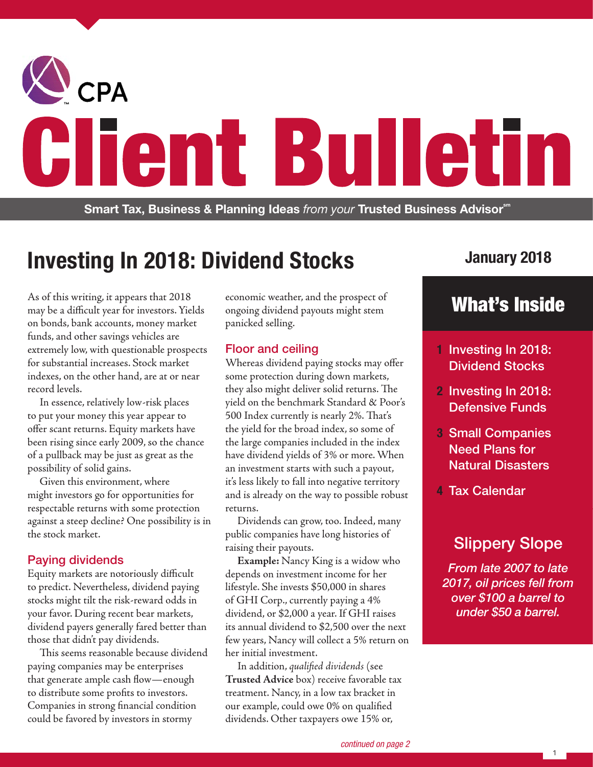CPA

# Client Bulletin

**Smart Tax, Business & Planning Ideas** *from your* **Trusted Business Advisor**℠

## Investing In 2018: Dividend Stocks

**January 2018**

As of this writing, it appears that 2018 may be a difficult year for investors. Yields on bonds, bank accounts, money market funds, and other savings vehicles are extremely low, with questionable prospects for substantial increases. Stock market indexes, on the other hand, are at or near record levels.

In essence, relatively low-risk places to put your money this year appear to offer scant returns. Equity markets have been rising since early 2009, so the chance of a pullback may be just as great as the possibility of solid gains.

Given this environment, where might investors go for opportunities for respectable returns with some protection against a steep decline? One possibility is in the stock market.

### Paying dividends

Equity markets are notoriously difficult to predict. Nevertheless, dividend paying stocks might tilt the risk-reward odds in your favor. During recent bear markets, dividend payers generally fared better than those that didn't pay dividends.

This seems reasonable because dividend paying companies may be enterprises that generate ample cash flow—enough to distribute some profits to investors. Companies in strong financial condition could be favored by investors in stormy economic weather, and the prospect of ongoing dividend payouts might stem panicked selling.

### Floor and ceiling

Whereas dividend paying stocks may offer some protection during down markets, they also might deliver solid returns. The yield on the benchmark Standard & Poor's 500 Index currently is nearly 2%. That's the yield for the broad index, so some of the large companies included in the index have dividend yields of 3% or more. When an investment starts with such a payout, it's less likely to fall into negative territory and is already on the way to possible robust returns.

Dividends can grow, too. Indeed, many public companies have long histories of raising their payouts.

**Example:** Nancy King is a widow who depends on investment income for her lifestyle. She invests $50,000 in shares of GHI Corp., currently paying a 4% dividend, or $2,000 a year. If GHI raises its annual dividend to $2,500 over the next few years, Nancy will collect a 5% return on her initial investment.

In addition, *qualified dividends* (see **Trusted Advice** box) receive favorable tax treatment. Nancy, in a low tax bracket in our example, could owe 0% on qualified dividends. Other taxpayers owe 15% or,

*continued on page 2*

## What's Inside

1. Investing In 2018: Dividend Stocks
2. Investing In 2018: Defensive Funds
3. Small Companies Need Plans for Natural Disasters
4. Tax Calendar

### Slippery Slope

***From late 2007 to late 2017, oil prices fell from over $100 a barrel to under $50 a barrel.***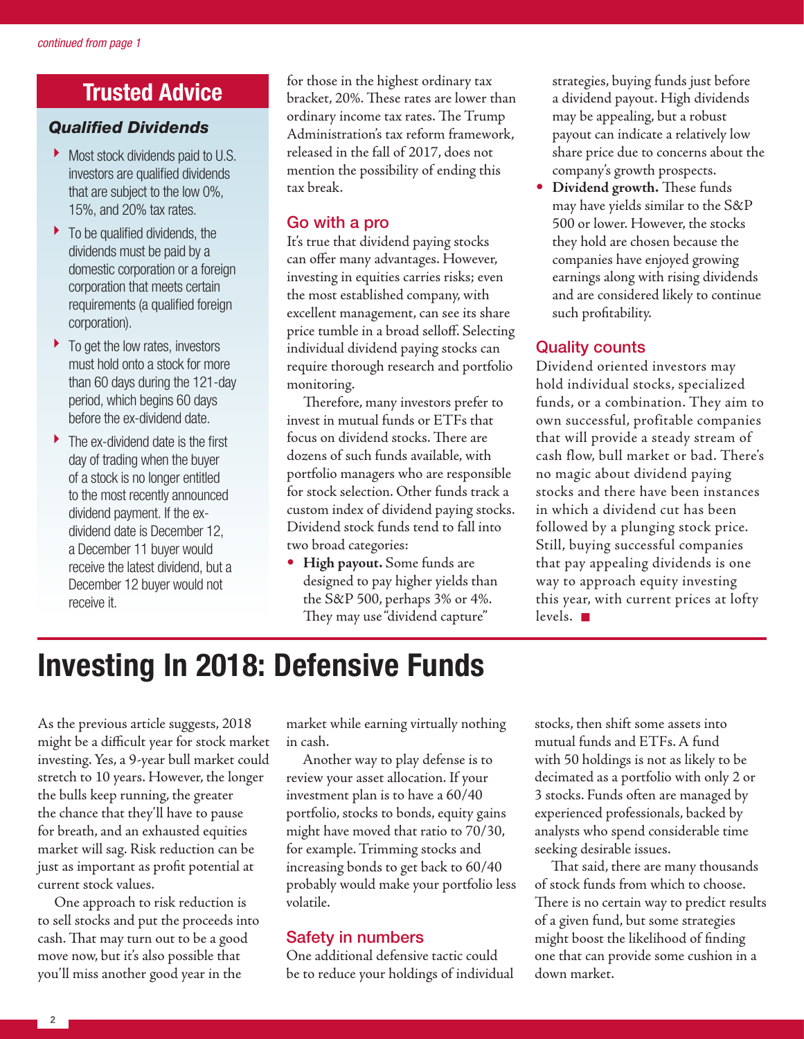*continued from page 1*

## Trusted Advice

### *Qualified Dividends*

- Most stock dividends paid to U.S. investors are qualified dividends that are subject to the low 0%, 15%, and 20% tax rates.
- To be qualified dividends, the dividends must be paid by a domestic corporation or a foreign corporation that meets certain requirements (a qualified foreign corporation).
- To get the low rates, investors must hold onto a stock for more than 60 days during the 121-day period, which begins 60 days before the ex-dividend date.
- The ex-dividend date is the first day of trading when the buyer of a stock is no longer entitled to the most recently announced dividend payment. If the ex-dividend date is December 12, a December 11 buyer would receive the latest dividend, but a December 12 buyer would not receive it.

for those in the highest ordinary tax bracket, 20%. These rates are lower than ordinary income tax rates. The Trump Administration's tax reform framework, released in the fall of 2017, does not mention the possibility of ending this tax break.

### Go with a pro

It's true that dividend paying stocks can offer many advantages. However, investing in equities carries risks; even the most established company, with excellent management, can see its share price tumble in a broad selloff. Selecting individual dividend paying stocks can require thorough research and portfolio monitoring.

Therefore, many investors prefer to invest in mutual funds or ETFs that focus on dividend stocks. There are dozens of such funds available, with portfolio managers who are responsible for stock selection. Other funds track a custom index of dividend paying stocks. Dividend stock funds tend to fall into two broad categories:

- **High payout.** Some funds are designed to pay higher yields than the S&P 500, perhaps 3% or 4%. They may use "dividend capture" strategies, buying funds just before a dividend payout. High dividends may be appealing, but a robust payout can indicate a relatively low share price due to concerns about the company's growth prospects.
- **Dividend growth.** These funds may have yields similar to the S&P 500 or lower. However, the stocks they hold are chosen because the companies have enjoyed growing earnings along with rising dividends and are considered likely to continue such profitability.

### Quality counts

Dividend oriented investors may hold individual stocks, specialized funds, or a combination. They aim to own successful, profitable companies that will provide a steady stream of cash flow, bull market or bad. There's no magic about dividend paying stocks and there have been instances in which a dividend cut has been followed by a plunging stock price. Still, buying successful companies that pay appealing dividends is one way to approach equity investing this year, with current prices at lofty levels. ■

# Investing In 2018: Defensive Funds

As the previous article suggests, 2018 might be a difficult year for stock market investing. Yes, a 9-year bull market could stretch to 10 years. However, the longer the bulls keep running, the greater the chance that they'll have to pause for breath, and an exhausted equities market will sag. Risk reduction can be just as important as profit potential at current stock values.

One approach to risk reduction is to sell stocks and put the proceeds into cash. That may turn out to be a good move now, but it's also possible that you'll miss another good year in the market while earning virtually nothing in cash.

Another way to play defense is to review your asset allocation. If your investment plan is to have a 60/40 portfolio, stocks to bonds, equity gains might have moved that ratio to 70/30, for example. Trimming stocks and increasing bonds to get back to 60/40 probably would make your portfolio less volatile.

### Safety in numbers

One additional defensive tactic could be to reduce your holdings of individual stocks, then shift some assets into mutual funds and ETFs. A fund with 50 holdings is not as likely to be decimated as a portfolio with only 2 or 3 stocks. Funds often are managed by experienced professionals, backed by analysts who spend considerable time seeking desirable issues.

That said, there are many thousands of stock funds from which to choose. There is no certain way to predict results of a given fund, but some strategies might boost the likelihood of finding one that can provide some cushion in a down market.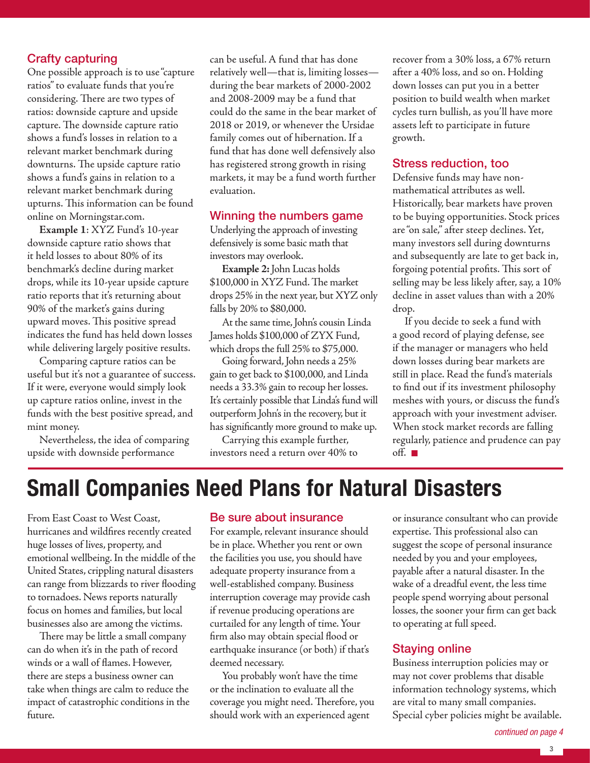### Crafty capturing

One possible approach is to use "capture ratios" to evaluate funds that you're considering. There are two types of ratios: downside capture and upside capture. The downside capture ratio shows a fund's losses in relation to a relevant market benchmark during downturns. The upside capture ratio shows a fund's gains in relation to a relevant market benchmark during upturns. This information can be found online on Morningstar.com.

**Example 1**: XYZ Fund's 10-year downside capture ratio shows that it held losses to about 80% of its benchmark's decline during market drops, while its 10-year upside capture ratio reports that it's returning about 90% of the market's gains during upward moves. This positive spread indicates the fund has held down losses while delivering largely positive results.

Comparing capture ratios can be useful but it's not a guarantee of success. If it were, everyone would simply look up capture ratios online, invest in the funds with the best positive spread, and mint money.

Nevertheless, the idea of comparing upside with downside performance can be useful. A fund that has done relatively well—that is, limiting losses—during the bear markets of 2000-2002 and 2008-2009 may be a fund that could do the same in the bear market of 2018 or 2019, or whenever the Ursidae family comes out of hibernation. If a fund that has done well defensively also has registered strong growth in rising markets, it may be a fund worth further evaluation.

### Winning the numbers game

Underlying the approach of investing defensively is some basic math that investors may overlook.

**Example 2:** John Lucas holds $100,000 in XYZ Fund. The market drops 25% in the next year, but XYZ only falls by 20% to $80,000.

At the same time, John's cousin Linda James holds $100,000 of ZYX Fund, which drops the full 25% to $75,000.

Going forward, John needs a 25% gain to get back to $100,000, and Linda needs a 33.3% gain to recoup her losses. It's certainly possible that Linda's fund will outperform John's in the recovery, but it has significantly more ground to make up.

Carrying this example further, investors need a return over 40% to recover from a 30% loss, a 67% return after a 40% loss, and so on. Holding down losses can put you in a better position to build wealth when market cycles turn bullish, as you'll have more assets left to participate in future growth.

### Stress reduction, too

Defensive funds may have non-mathematical attributes as well. Historically, bear markets have proven to be buying opportunities. Stock prices are "on sale," after steep declines. Yet, many investors sell during downturns and subsequently are late to get back in, forgoing potential profits. This sort of selling may be less likely after, say, a 10% decline in asset values than with a 20% drop.

If you decide to seek a fund with a good record of playing defense, see if the manager or managers who held down losses during bear markets are still in place. Read the fund's materials to find out if its investment philosophy meshes with yours, or discuss the fund's approach with your investment adviser. When stock market records are falling regularly, patience and prudence can pay off. ■

# Small Companies Need Plans for Natural Disasters

From East Coast to West Coast, hurricanes and wildfires recently created huge losses of lives, property, and emotional wellbeing. In the middle of the United States, crippling natural disasters can range from blizzards to river flooding to tornadoes. News reports naturally focus on homes and families, but local businesses also are among the victims.

There may be little a small company can do when it's in the path of record winds or a wall of flames. However, there are steps a business owner can take when things are calm to reduce the impact of catastrophic conditions in the future.

### Be sure about insurance

For example, relevant insurance should be in place. Whether you rent or own the facilities you use, you should have adequate property insurance from a well-established company. Business interruption coverage may provide cash if revenue producing operations are curtailed for any length of time. Your firm also may obtain special flood or earthquake insurance (or both) if that's deemed necessary.

You probably won't have the time or the inclination to evaluate all the coverage you might need. Therefore, you should work with an experienced agent or insurance consultant who can provide expertise. This professional also can suggest the scope of personal insurance needed by you and your employees, payable after a natural disaster. In the wake of a dreadful event, the less time people spend worrying about personal losses, the sooner your firm can get back to operating at full speed.

### Staying online

Business interruption policies may or may not cover problems that disable information technology systems, which are vital to many small companies. Special cyber policies might be available.

*continued on page 4*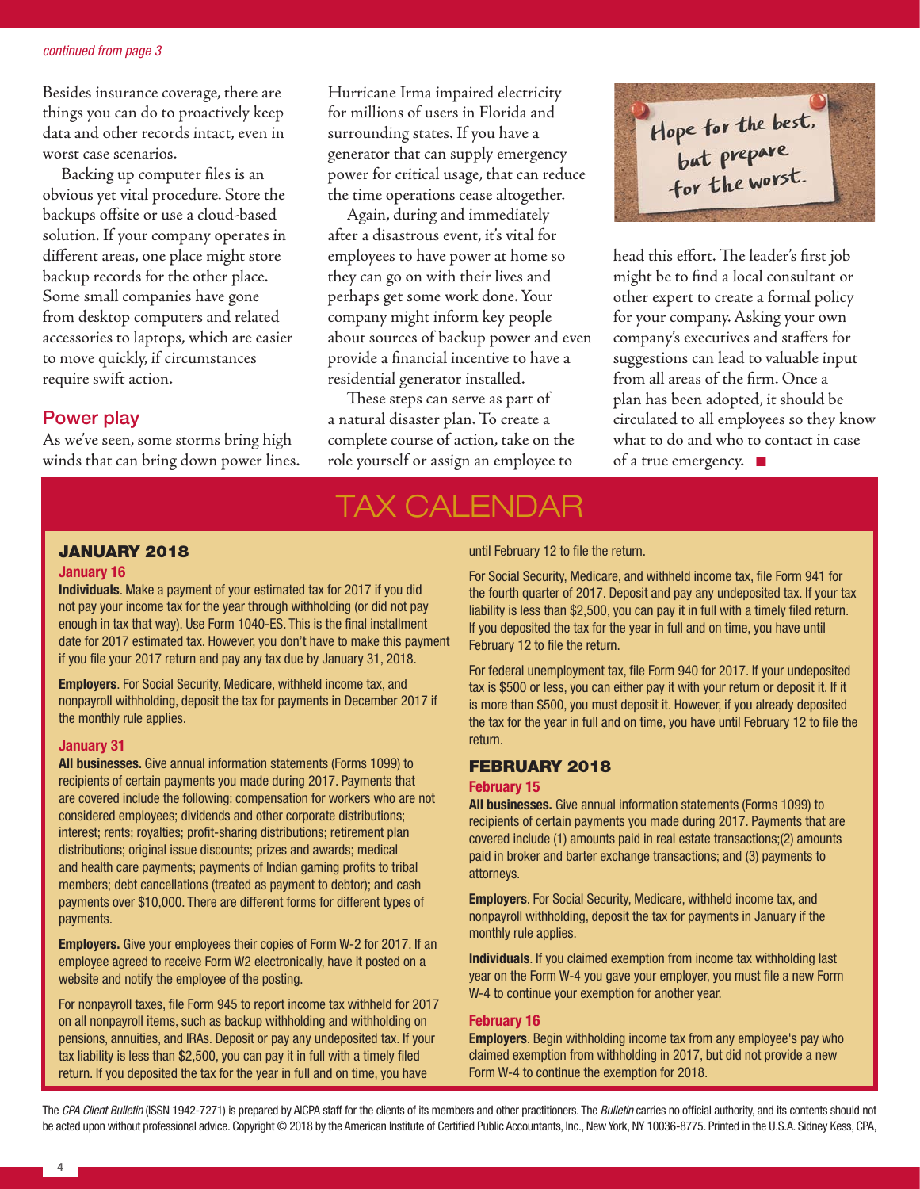*continued from page 3*

Besides insurance coverage, there are things you can do to proactively keep data and other records intact, even in worst case scenarios.

Backing up computer files is an obvious yet vital procedure. Store the backups offsite or use a cloud-based solution. If your company operates in different areas, one place might store backup records for the other place. Some small companies have gone from desktop computers and related accessories to laptops, which are easier to move quickly, if circumstances require swift action.

## Power play

As we've seen, some storms bring high winds that can bring down power lines. Hurricane Irma impaired electricity for millions of users in Florida and surrounding states. If you have a generator that can supply emergency power for critical usage, that can reduce the time operations cease altogether.

Again, during and immediately after a disastrous event, it's vital for employees to have power at home so they can go on with their lives and perhaps get some work done. Your company might inform key people about sources of backup power and even provide a financial incentive to have a residential generator installed.

These steps can serve as part of a natural disaster plan. To create a complete course of action, take on the role yourself or assign an employee to head this effort. The leader's first job might be to find a local consultant or other expert to create a formal policy for your company. Asking your own company's executives and staffers for suggestions can lead to valuable input from all areas of the firm. Once a plan has been adopted, it should be circulated to all employees so they know what to do and who to contact in case of a true emergency. ■

Hope for the best, but prepare for the worst.

# TAX CALENDAR

## JANUARY 2018

### January 16

**Individuals**. Make a payment of your estimated tax for 2017 if you did not pay your income tax for the year through withholding (or did not pay enough in tax that way). Use Form 1040-ES. This is the final installment date for 2017 estimated tax. However, you don't have to make this payment if you file your 2017 return and pay any tax due by January 31, 2018.

**Employers**. For Social Security, Medicare, withheld income tax, and nonpayroll withholding, deposit the tax for payments in December 2017 if the monthly rule applies.

### January 31

**All businesses.** Give annual information statements (Forms 1099) to recipients of certain payments you made during 2017. Payments that are covered include the following: compensation for workers who are not considered employees; dividends and other corporate distributions; interest; rents; royalties; profit-sharing distributions; retirement plan distributions; original issue discounts; prizes and awards; medical and health care payments; payments of Indian gaming profits to tribal members; debt cancellations (treated as payment to debtor); and cash payments over $10,000. There are different forms for different types of payments.

**Employers.** Give your employees their copies of Form W-2 for 2017. If an employee agreed to receive Form W2 electronically, have it posted on a website and notify the employee of the posting.

For nonpayroll taxes, file Form 945 to report income tax withheld for 2017 on all nonpayroll items, such as backup withholding and withholding on pensions, annuities, and IRAs. Deposit or pay any undeposited tax. If your tax liability is less than $2,500, you can pay it in full with a timely filed return. If you deposited the tax for the year in full and on time, you have until February 12 to file the return.

For Social Security, Medicare, and withheld income tax, file Form 941 for the fourth quarter of 2017. Deposit and pay any undeposited tax. If your tax liability is less than $2,500, you can pay it in full with a timely filed return. If you deposited the tax for the year in full and on time, you have until February 12 to file the return.

For federal unemployment tax, file Form 940 for 2017. If your undeposited tax is $500 or less, you can either pay it with your return or deposit it. If it is more than $500, you must deposit it. However, if you already deposited the tax for the year in full and on time, you have until February 12 to file the return.

## FEBRUARY 2018

### February 15

**All businesses.** Give annual information statements (Forms 1099) to recipients of certain payments you made during 2017. Payments that are covered include (1) amounts paid in real estate transactions;(2) amounts paid in broker and barter exchange transactions; and (3) payments to attorneys.

**Employers**. For Social Security, Medicare, withheld income tax, and nonpayroll withholding, deposit the tax for payments in January if the monthly rule applies.

**Individuals**. If you claimed exemption from income tax withholding last year on the Form W-4 you gave your employer, you must file a new Form W-4 to continue your exemption for another year.

### February 16

**Employers**. Begin withholding income tax from any employee's pay who claimed exemption from withholding in 2017, but did not provide a new Form W-4 to continue the exemption for 2018.

The *CPA Client Bulletin* (ISSN 1942-7271) is prepared by AICPA staff for the clients of its members and other practitioners. The *Bulletin* carries no official authority, and its contents should not be acted upon without professional advice. Copyright © 2018 by the American Institute of Certified Public Accountants, Inc., New York, NY 10036-8775. Printed in the U.S.A. Sidney Kess, CPA,